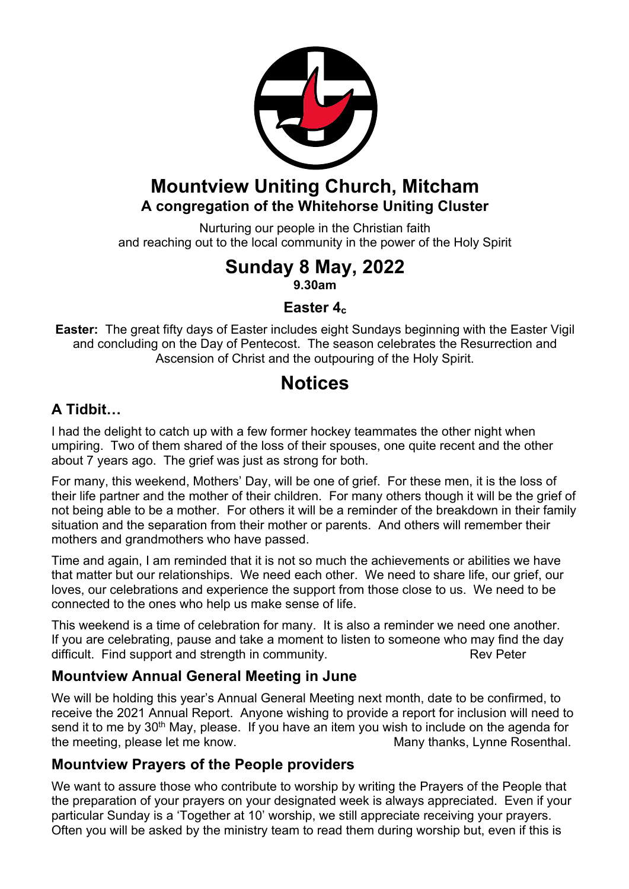# Mountview Uniting Church, Mitcham

**A congregation of the Whitehorse Uniting Cluster**

Nurturing our people in the Christian faith
and reaching out to the local community in the power of the Holy Spirit

# Sunday 8 May, 2022

**9.30am**

**Easter $4_c$**

**Easter:** The great fifty days of Easter includes eight Sundays beginning with the Easter Vigil and concluding on the Day of Pentecost. The season celebrates the Resurrection and Ascension of Christ and the outpouring of the Holy Spirit.

# Notices

## A Tidbit…

I had the delight to catch up with a few former hockey teammates the other night when umpiring. Two of them shared of the loss of their spouses, one quite recent and the other about 7 years ago. The grief was just as strong for both.

For many, this weekend, Mothers' Day, will be one of grief. For these men, it is the loss of their life partner and the mother of their children. For many others though it will be the grief of not being able to be a mother. For others it will be a reminder of the breakdown in their family situation and the separation from their mother or parents. And others will remember their mothers and grandmothers who have passed.

Time and again, I am reminded that it is not so much the achievements or abilities we have that matter but our relationships. We need each other. We need to share life, our grief, our loves, our celebrations and experience the support from those close to us. We need to be connected to the ones who help us make sense of life.

This weekend is a time of celebration for many. It is also a reminder we need one another. If you are celebrating, pause and take a moment to listen to someone who may find the day difficult. Find support and strength in community. Rev Peter

## Mountview Annual General Meeting in June

We will be holding this year's Annual General Meeting next month, date to be confirmed, to receive the 2021 Annual Report. Anyone wishing to provide a report for inclusion will need to send it to me by 30th May, please. If you have an item you wish to include on the agenda for the meeting, please let me know. Many thanks, Lynne Rosenthal.

## Mountview Prayers of the People providers

We want to assure those who contribute to worship by writing the Prayers of the People that the preparation of your prayers on your designated week is always appreciated. Even if your particular Sunday is a 'Together at 10' worship, we still appreciate receiving your prayers. Often you will be asked by the ministry team to read them during worship but, even if this is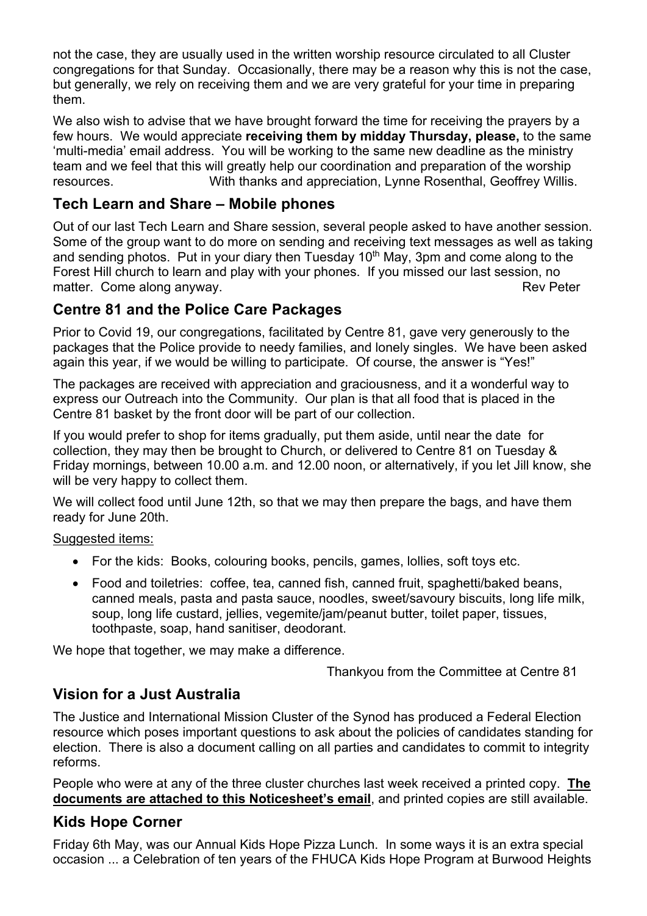not the case, they are usually used in the written worship resource circulated to all Cluster congregations for that Sunday. Occasionally, there may be a reason why this is not the case, but generally, we rely on receiving them and we are very grateful for your time in preparing them.

We also wish to advise that we have brought forward the time for receiving the prayers by a few hours. We would appreciate **receiving them by midday Thursday, please,** to the same 'multi-media' email address. You will be working to the same new deadline as the ministry team and we feel that this will greatly help our coordination and preparation of the worship resources. With thanks and appreciation, Lynne Rosenthal, Geoffrey Willis.

## Tech Learn and Share – Mobile phones

Out of our last Tech Learn and Share session, several people asked to have another session. Some of the group want to do more on sending and receiving text messages as well as taking and sending photos. Put in your diary then Tuesday 10th May, 3pm and come along to the Forest Hill church to learn and play with your phones. If you missed our last session, no matter. Come along anyway. Rev Peter

## Centre 81 and the Police Care Packages

Prior to Covid 19, our congregations, facilitated by Centre 81, gave very generously to the packages that the Police provide to needy families, and lonely singles. We have been asked again this year, if we would be willing to participate. Of course, the answer is "Yes!"

The packages are received with appreciation and graciousness, and it a wonderful way to express our Outreach into the Community. Our plan is that all food that is placed in the Centre 81 basket by the front door will be part of our collection.

If you would prefer to shop for items gradually, put them aside, until near the date for collection, they may then be brought to Church, or delivered to Centre 81 on Tuesday & Friday mornings, between 10.00 a.m. and 12.00 noon, or alternatively, if you let Jill know, she will be very happy to collect them.

We will collect food until June 12th, so that we may then prepare the bags, and have them ready for June 20th.

Suggested items:

- For the kids: Books, colouring books, pencils, games, lollies, soft toys etc.
- Food and toiletries: coffee, tea, canned fish, canned fruit, spaghetti/baked beans, canned meals, pasta and pasta sauce, noodles, sweet/savoury biscuits, long life milk, soup, long life custard, jellies, vegemite/jam/peanut butter, toilet paper, tissues, toothpaste, soap, hand sanitiser, deodorant.

We hope that together, we may make a difference.

Thankyou from the Committee at Centre 81

## Vision for a Just Australia

The Justice and International Mission Cluster of the Synod has produced a Federal Election resource which poses important questions to ask about the policies of candidates standing for election. There is also a document calling on all parties and candidates to commit to integrity reforms.

People who were at any of the three cluster churches last week received a printed copy. **The documents are attached to this Noticesheet's email**, and printed copies are still available.

## Kids Hope Corner

Friday 6th May, was our Annual Kids Hope Pizza Lunch. In some ways it is an extra special occasion ... a Celebration of ten years of the FHUCA Kids Hope Program at Burwood Heights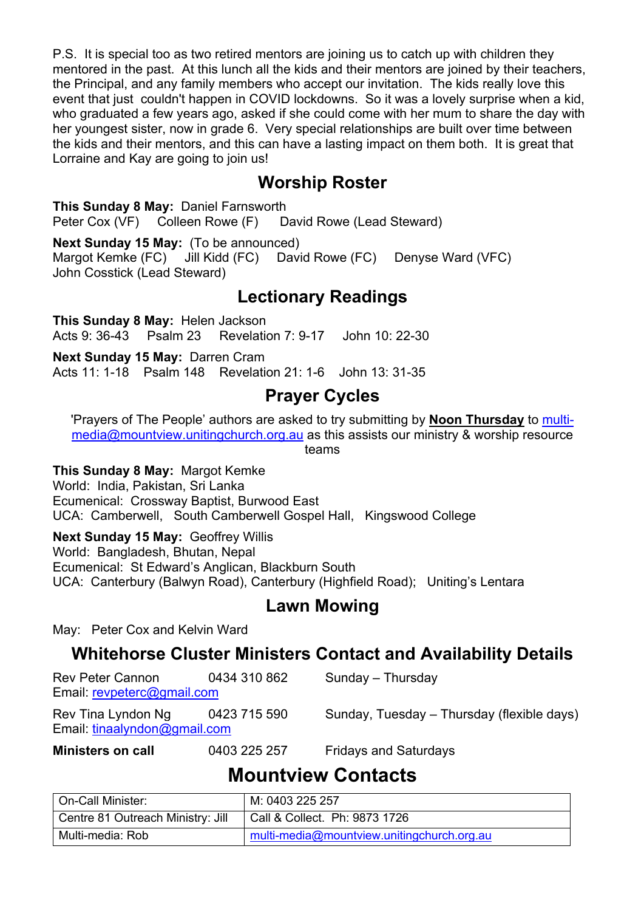P.S. It is special too as two retired mentors are joining us to catch up with children they mentored in the past. At this lunch all the kids and their mentors are joined by their teachers, the Principal, and any family members who accept our invitation. The kids really love this event that just couldn't happen in COVID lockdowns. So it was a lovely surprise when a kid, who graduated a few years ago, asked if she could come with her mum to share the day with her youngest sister, now in grade 6. Very special relationships are built over time between the kids and their mentors, and this can have a lasting impact on them both. It is great that Lorraine and Kay are going to join us!

## Worship Roster

**This Sunday 8 May:** Daniel Farnsworth
Peter Cox (VF)    Colleen Rowe (F)    David Rowe (Lead Steward)

**Next Sunday 15 May:** (To be announced)
Margot Kemke (FC)    Jill Kidd (FC)    David Rowe (FC)    Denyse Ward (VFC)
John Cosstick (Lead Steward)

## Lectionary Readings

**This Sunday 8 May:** Helen Jackson
Acts 9: 36-43    Psalm 23    Revelation 7: 9-17    John 10: 22-30

**Next Sunday 15 May:** Darren Cram
Acts 11: 1-18    Psalm 148    Revelation 21: 1-6    John 13: 31-35

## Prayer Cycles

'Prayers of The People' authors are asked to try submitting by **Noon Thursday** to multi-media@mountview.unitingchurch.org.au as this assists our ministry & worship resource teams

**This Sunday 8 May:** Margot Kemke
World: India, Pakistan, Sri Lanka
Ecumenical: Crossway Baptist, Burwood East
UCA: Camberwell, South Camberwell Gospel Hall, Kingswood College

**Next Sunday 15 May:** Geoffrey Willis
World: Bangladesh, Bhutan, Nepal
Ecumenical: St Edward's Anglican, Blackburn South
UCA: Canterbury (Balwyn Road), Canterbury (Highfield Road); Uniting's Lentara

## Lawn Mowing

May: Peter Cox and Kelvin Ward

## Whitehorse Cluster Ministers Contact and Availability Details

Rev Peter Cannon    0434 310 862    Sunday – Thursday
Email: revpeterc@gmail.com

Rev Tina Lyndon Ng    0423 715 590    Sunday, Tuesday – Thursday (flexible days)
Email: tinaalyndon@gmail.com

**Ministers on call**    0403 225 257    Fridays and Saturdays

## Mountview Contacts

| On-Call Minister: | M: 0403 225 257 |
|---|---|
| Centre 81 Outreach Ministry: Jill | Call & Collect. Ph: 9873 1726 |
| Multi-media: Rob | multi-media@mountview.unitingchurch.org.au |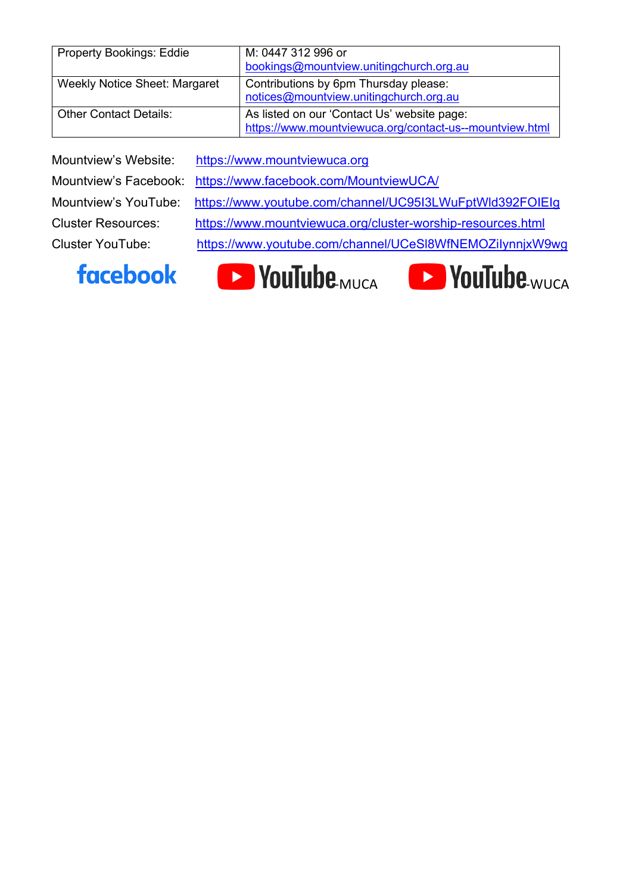| | |
|---|---|
| Property Bookings: Eddie | M: 0447 312 996 or bookings@mountview.unitingchurch.org.au |
| Weekly Notice Sheet: Margaret | Contributions by 6pm Thursday please: notices@mountview.unitingchurch.org.au |
| Other Contact Details: | As listed on our 'Contact Us' website page: https://www.mountviewuca.org/contact-us--mountview.html |

Mountview's Website: https://www.mountviewuca.org

Mountview's Facebook: https://www.facebook.com/MountviewUCA/

Mountview's YouTube: https://www.youtube.com/channel/UC95I3LWuFptWld392FOIEIg

Cluster Resources: https://www.mountviewuca.org/cluster-worship-resources.html

Cluster YouTube: https://www.youtube.com/channel/UCeSl8WfNEMOZiIynnjxW9wg

facebook YouTube-MUCA YouTube-WUCA